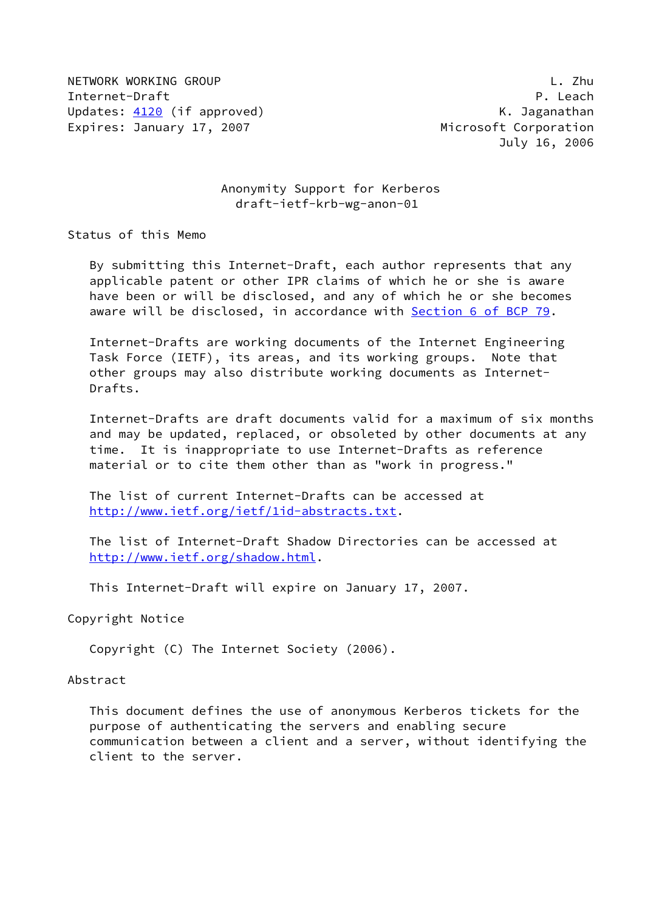NETWORK WORKING GROUP L. Zhu
Internet-Draft P. Leach
Updates: 4120 (if approved) K. Jaganathan
Expires: January 17, 2007 Microsoft Corporation
July 16, 2006

# Anonymity Support for Kerberos
draft-ietf-krb-wg-anon-01

## Status of this Memo

By submitting this Internet-Draft, each author represents that any applicable patent or other IPR claims of which he or she is aware have been or will be disclosed, and any of which he or she becomes aware will be disclosed, in accordance with Section 6 of BCP 79.

Internet-Drafts are working documents of the Internet Engineering Task Force (IETF), its areas, and its working groups. Note that other groups may also distribute working documents as Internet-Drafts.

Internet-Drafts are draft documents valid for a maximum of six months and may be updated, replaced, or obsoleted by other documents at any time. It is inappropriate to use Internet-Drafts as reference material or to cite them other than as "work in progress."

The list of current Internet-Drafts can be accessed at http://www.ietf.org/ietf/1id-abstracts.txt.

The list of Internet-Draft Shadow Directories can be accessed at http://www.ietf.org/shadow.html.

This Internet-Draft will expire on January 17, 2007.

## Copyright Notice

Copyright (C) The Internet Society (2006).

## Abstract

This document defines the use of anonymous Kerberos tickets for the purpose of authenticating the servers and enabling secure communication between a client and a server, without identifying the client to the server.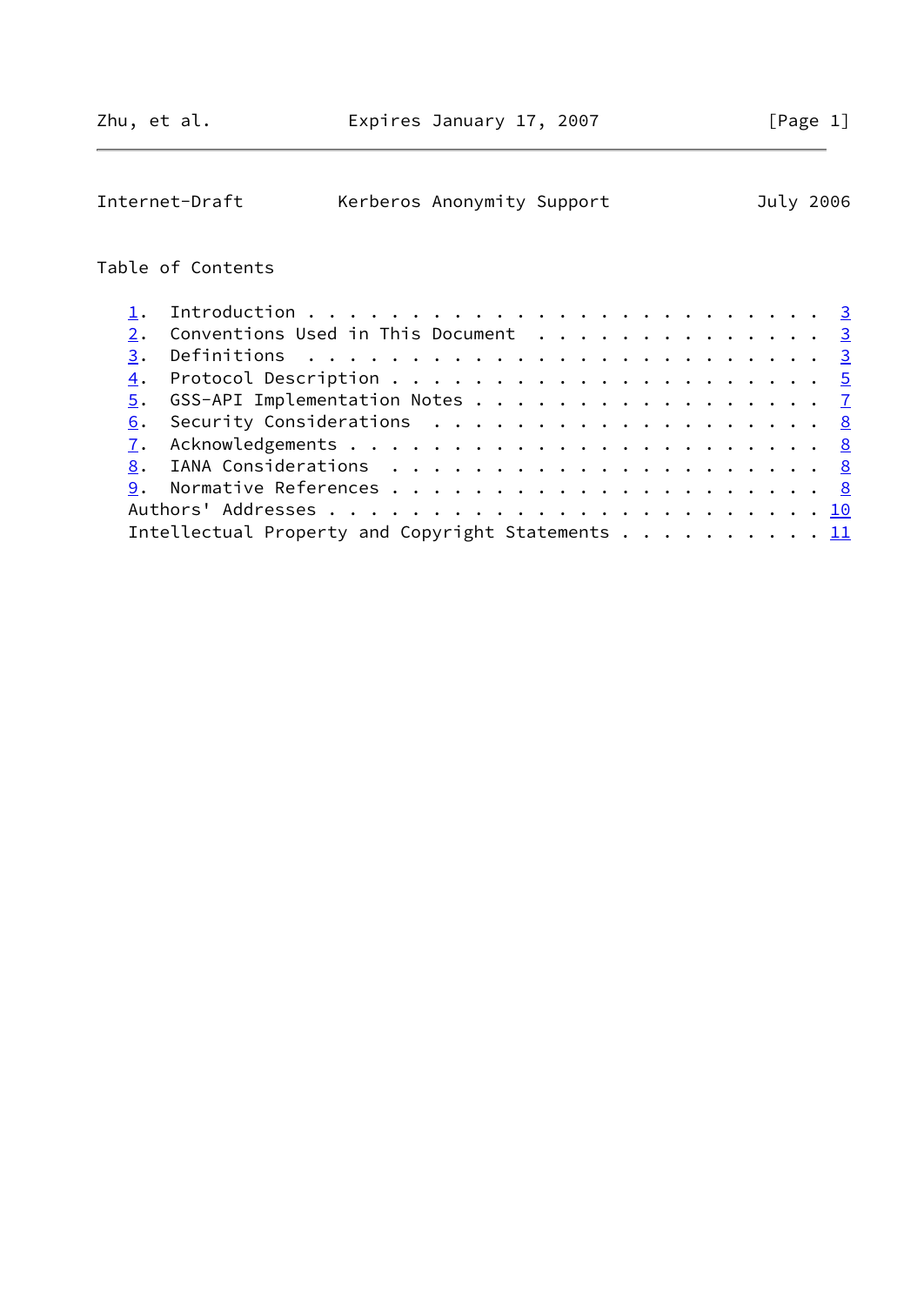## Table of Contents

1. Introduction . . . . . . . . . . . . . . . . . . . . . . . . 3
2. Conventions Used in This Document . . . . . . . . . . . . . . 3
3. Definitions . . . . . . . . . . . . . . . . . . . . . . . . . 3
4. Protocol Description . . . . . . . . . . . . . . . . . . . . 5
5. GSS-API Implementation Notes . . . . . . . . . . . . . . . . 7
6. Security Considerations . . . . . . . . . . . . . . . . . . . 8
7. Acknowledgements . . . . . . . . . . . . . . . . . . . . . . 8
8. IANA Considerations . . . . . . . . . . . . . . . . . . . . . 8
9. Normative References . . . . . . . . . . . . . . . . . . . . 8

Authors' Addresses . . . . . . . . . . . . . . . . . . . . . . . 10

Intellectual Property and Copyright Statements . . . . . . . . . . 11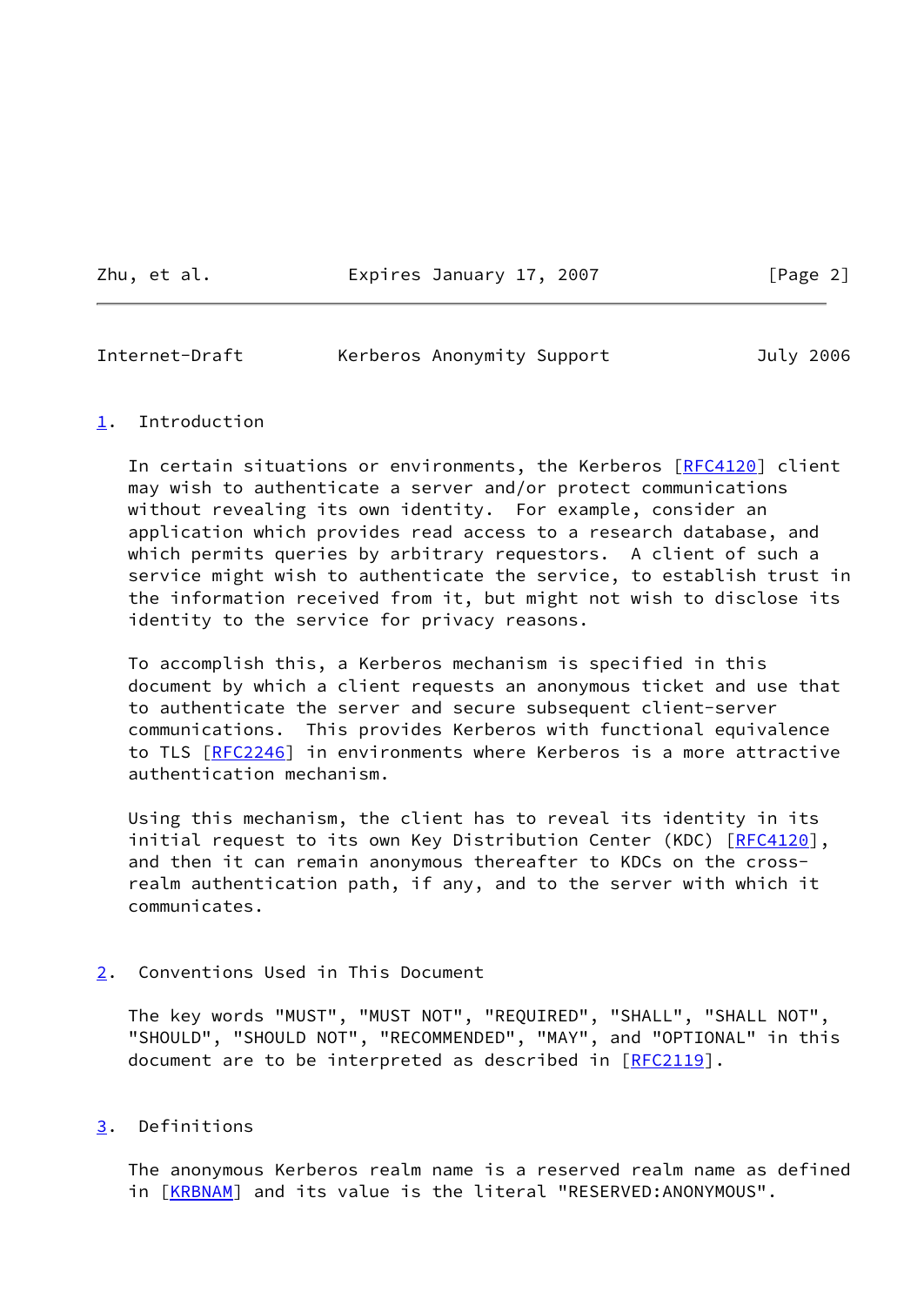## 1. Introduction

In certain situations or environments, the Kerberos [RFC4120] client may wish to authenticate a server and/or protect communications without revealing its own identity. For example, consider an application which provides read access to a research database, and which permits queries by arbitrary requestors. A client of such a service might wish to authenticate the service, to establish trust in the information received from it, but might not wish to disclose its identity to the service for privacy reasons.

To accomplish this, a Kerberos mechanism is specified in this document by which a client requests an anonymous ticket and use that to authenticate the server and secure subsequent client-server communications. This provides Kerberos with functional equivalence to TLS [RFC2246] in environments where Kerberos is a more attractive authentication mechanism.

Using this mechanism, the client has to reveal its identity in its initial request to its own Key Distribution Center (KDC) [RFC4120], and then it can remain anonymous thereafter to KDCs on the cross-realm authentication path, if any, and to the server with which it communicates.

## 2. Conventions Used in This Document

The key words "MUST", "MUST NOT", "REQUIRED", "SHALL", "SHALL NOT", "SHOULD", "SHOULD NOT", "RECOMMENDED", "MAY", and "OPTIONAL" in this document are to be interpreted as described in [RFC2119].

## 3. Definitions

The anonymous Kerberos realm name is a reserved realm name as defined in [KRBNAM] and its value is the literal "RESERVED:ANONYMOUS".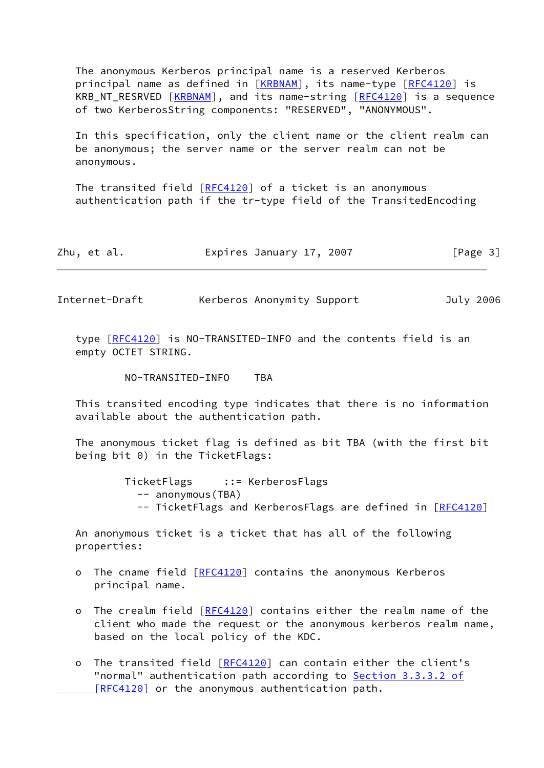The anonymous Kerberos principal name is a reserved Kerberos principal name as defined in [KRBNAM], its name-type [RFC4120] is KRB_NT_RESRVED [KRBNAM], and its name-string [RFC4120] is a sequence of two KerberosString components: "RESERVED", "ANONYMOUS".

In this specification, only the client name or the client realm can be anonymous; the server name or the server realm can not be anonymous.

The transited field [RFC4120] of a ticket is an anonymous authentication path if the tr-type field of the TransitedEncoding type [RFC4120] is NO-TRANSITED-INFO and the contents field is an empty OCTET STRING.

```
        NO-TRANSITED-INFO    TBA
```

This transited encoding type indicates that there is no information available about the authentication path.

The anonymous ticket flag is defined as bit TBA (with the first bit being bit 0) in the TicketFlags:

```
        TicketFlags     ::= KerberosFlags
          -- anonymous(TBA)
          -- TicketFlags and KerberosFlags are defined in [RFC4120]
```

An anonymous ticket is a ticket that has all of the following properties:

- The cname field [RFC4120] contains the anonymous Kerberos principal name.
- The crealm field [RFC4120] contains either the realm name of the client who made the request or the anonymous kerberos realm name, based on the local policy of the KDC.
- The transited field [RFC4120] can contain either the client's "normal" authentication path according to Section 3.3.3.2 of [RFC4120] or the anonymous authentication path.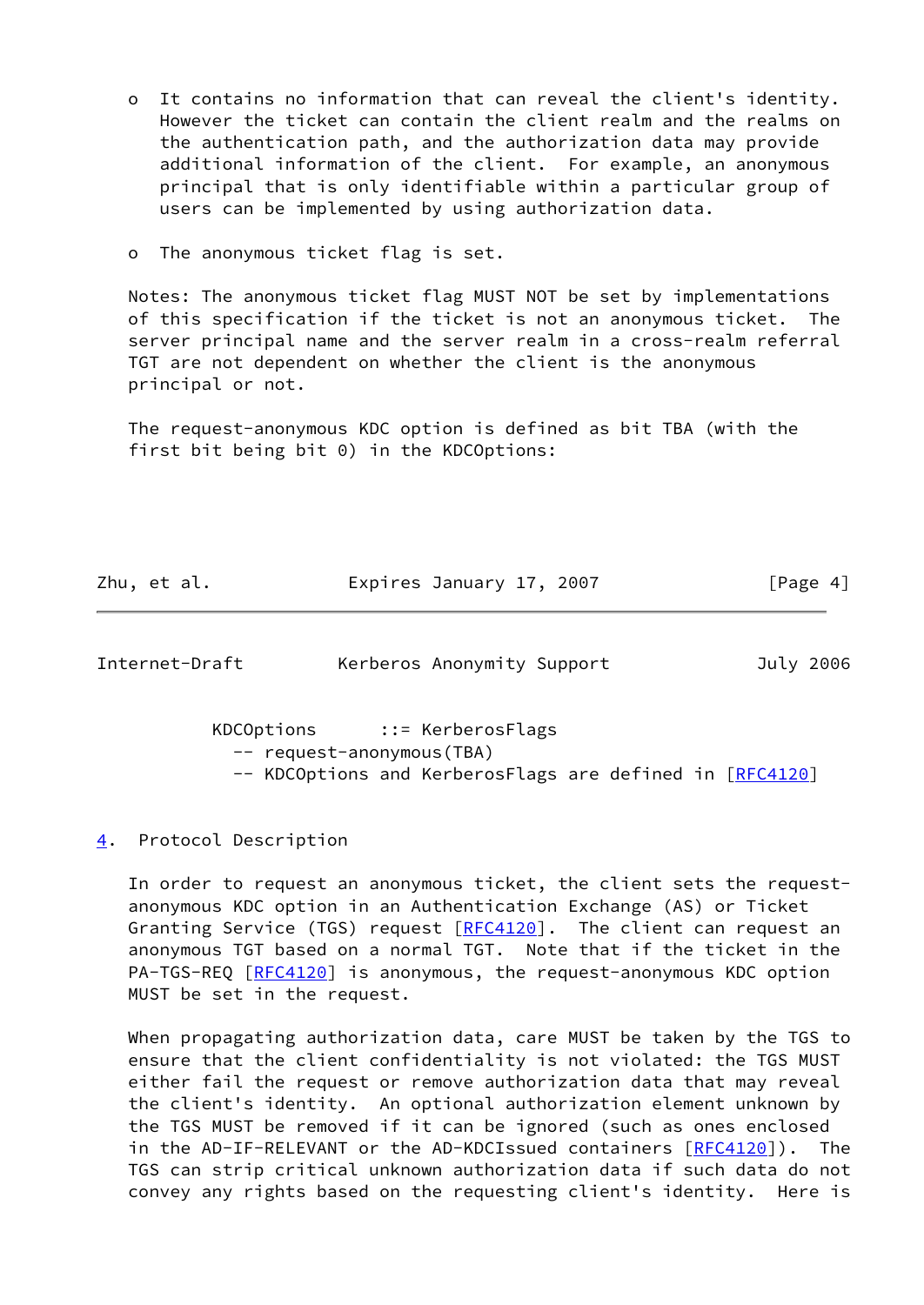- It contains no information that can reveal the client's identity. However the ticket can contain the client realm and the realms on the authentication path, and the authorization data may provide additional information of the client. For example, an anonymous principal that is only identifiable within a particular group of users can be implemented by using authorization data.

- The anonymous ticket flag is set.

Notes: The anonymous ticket flag MUST NOT be set by implementations of this specification if the ticket is not an anonymous ticket. The server principal name and the server realm in a cross-realm referral TGT are not dependent on whether the client is the anonymous principal or not.

The request-anonymous KDC option is defined as bit TBA (with the first bit being bit 0) in the KDCOptions:

```
           KDCOptions      ::= KerberosFlags
             -- request-anonymous(TBA)
             -- KDCOptions and KerberosFlags are defined in [RFC4120]
```

## 4. Protocol Description

In order to request an anonymous ticket, the client sets the request-anonymous KDC option in an Authentication Exchange (AS) or Ticket Granting Service (TGS) request [RFC4120]. The client can request an anonymous TGT based on a normal TGT. Note that if the ticket in the PA-TGS-REQ [RFC4120] is anonymous, the request-anonymous KDC option MUST be set in the request.

When propagating authorization data, care MUST be taken by the TGS to ensure that the client confidentiality is not violated: the TGS MUST either fail the request or remove authorization data that may reveal the client's identity. An optional authorization element unknown by the TGS MUST be removed if it can be ignored (such as ones enclosed in the AD-IF-RELEVANT or the AD-KDCIssued containers [RFC4120]). The TGS can strip critical unknown authorization data if such data do not convey any rights based on the requesting client's identity. Here is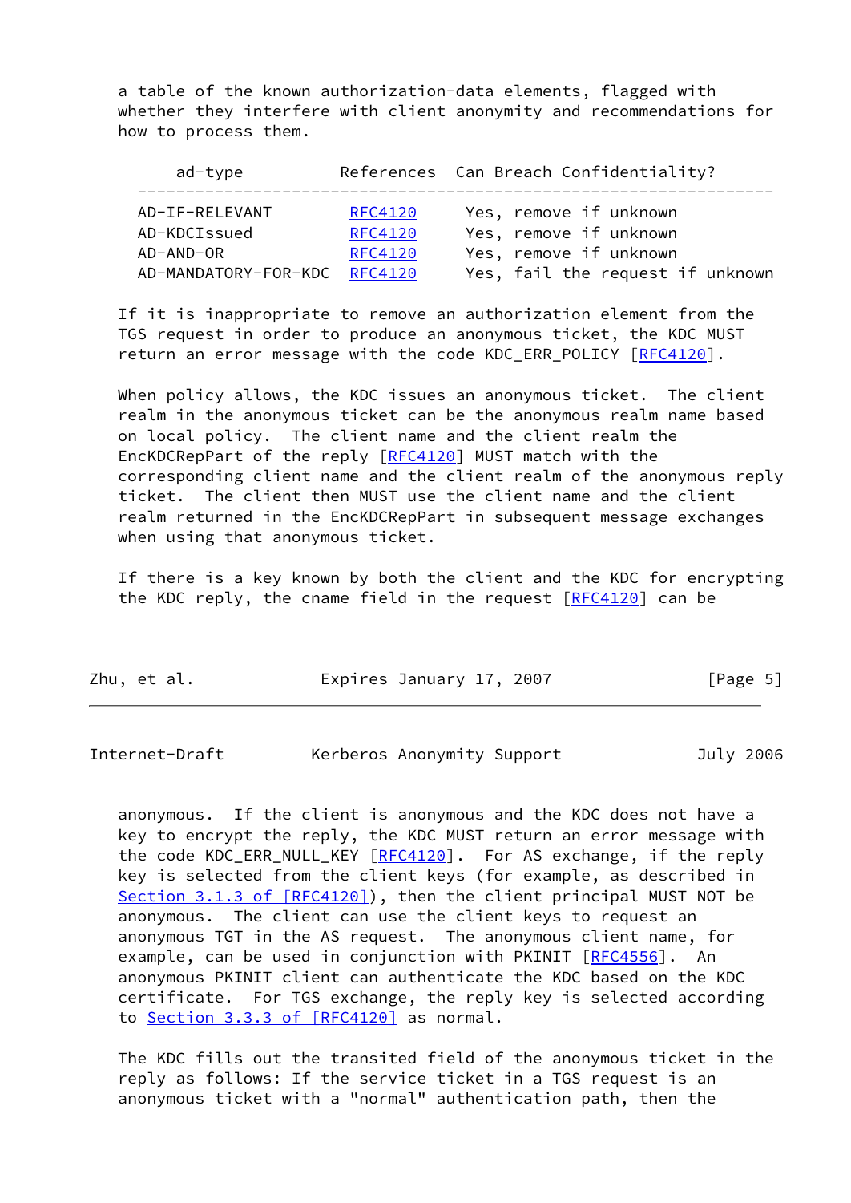a table of the known authorization-data elements, flagged with whether they interfere with client anonymity and recommendations for how to process them.

| ad-type | References | Can Breach Confidentiality? |
|---|---|---|
| AD-IF-RELEVANT | RFC4120 | Yes, remove if unknown |
| AD-KDCIssued | RFC4120 | Yes, remove if unknown |
| AD-AND-OR | RFC4120 | Yes, remove if unknown |
| AD-MANDATORY-FOR-KDC | RFC4120 | Yes, fail the request if unknown |

If it is inappropriate to remove an authorization element from the TGS request in order to produce an anonymous ticket, the KDC MUST return an error message with the code KDC_ERR_POLICY [RFC4120].

When policy allows, the KDC issues an anonymous ticket. The client realm in the anonymous ticket can be the anonymous realm name based on local policy. The client name and the client realm the EncKDCRepPart of the reply [RFC4120] MUST match with the corresponding client name and the client realm of the anonymous reply ticket. The client then MUST use the client name and the client realm returned in the EncKDCRepPart in subsequent message exchanges when using that anonymous ticket.

If there is a key known by both the client and the KDC for encrypting the KDC reply, the cname field in the request [RFC4120] can be anonymous. If the client is anonymous and the KDC does not have a key to encrypt the reply, the KDC MUST return an error message with the code KDC_ERR_NULL_KEY [RFC4120]. For AS exchange, if the reply key is selected from the client keys (for example, as described in Section 3.1.3 of [RFC4120]), then the client principal MUST NOT be anonymous. The client can use the client keys to request an anonymous TGT in the AS request. The anonymous client name, for example, can be used in conjunction with PKINIT [RFC4556]. An anonymous PKINIT client can authenticate the KDC based on the KDC certificate. For TGS exchange, the reply key is selected according to Section 3.3.3 of [RFC4120] as normal.

The KDC fills out the transited field of the anonymous ticket in the reply as follows: If the service ticket in a TGS request is an anonymous ticket with a "normal" authentication path, then the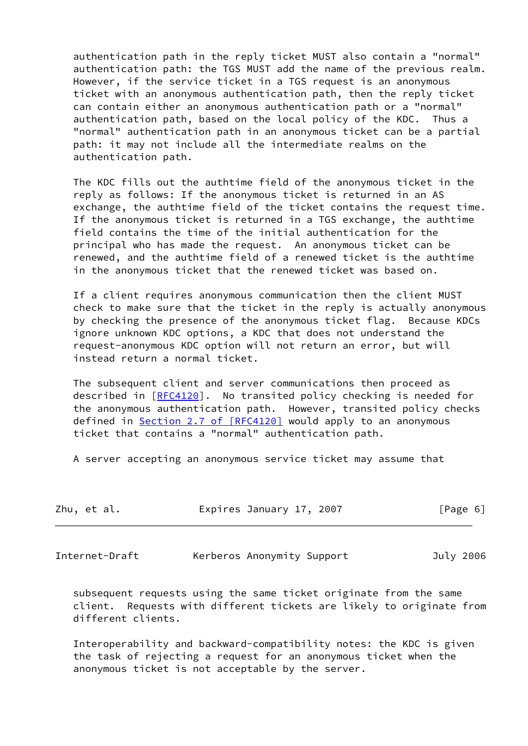authentication path in the reply ticket MUST also contain a "normal" authentication path: the TGS MUST add the name of the previous realm. However, if the service ticket in a TGS request is an anonymous ticket with an anonymous authentication path, then the reply ticket can contain either an anonymous authentication path or a "normal" authentication path, based on the local policy of the KDC. Thus a "normal" authentication path in an anonymous ticket can be a partial path: it may not include all the intermediate realms on the authentication path.

The KDC fills out the authtime field of the anonymous ticket in the reply as follows: If the anonymous ticket is returned in an AS exchange, the authtime field of the ticket contains the request time. If the anonymous ticket is returned in a TGS exchange, the authtime field contains the time of the initial authentication for the principal who has made the request. An anonymous ticket can be renewed, and the authtime field of a renewed ticket is the authtime in the anonymous ticket that the renewed ticket was based on.

If a client requires anonymous communication then the client MUST check to make sure that the ticket in the reply is actually anonymous by checking the presence of the anonymous ticket flag. Because KDCs ignore unknown KDC options, a KDC that does not understand the request-anonymous KDC option will not return an error, but will instead return a normal ticket.

The subsequent client and server communications then proceed as described in [RFC4120]. No transited policy checking is needed for the anonymous authentication path. However, transited policy checks defined in Section 2.7 of [RFC4120] would apply to an anonymous ticket that contains a "normal" authentication path.

A server accepting an anonymous service ticket may assume that subsequent requests using the same ticket originate from the same client. Requests with different tickets are likely to originate from different clients.

Interoperability and backward-compatibility notes: the KDC is given the task of rejecting a request for an anonymous ticket when the anonymous ticket is not acceptable by the server.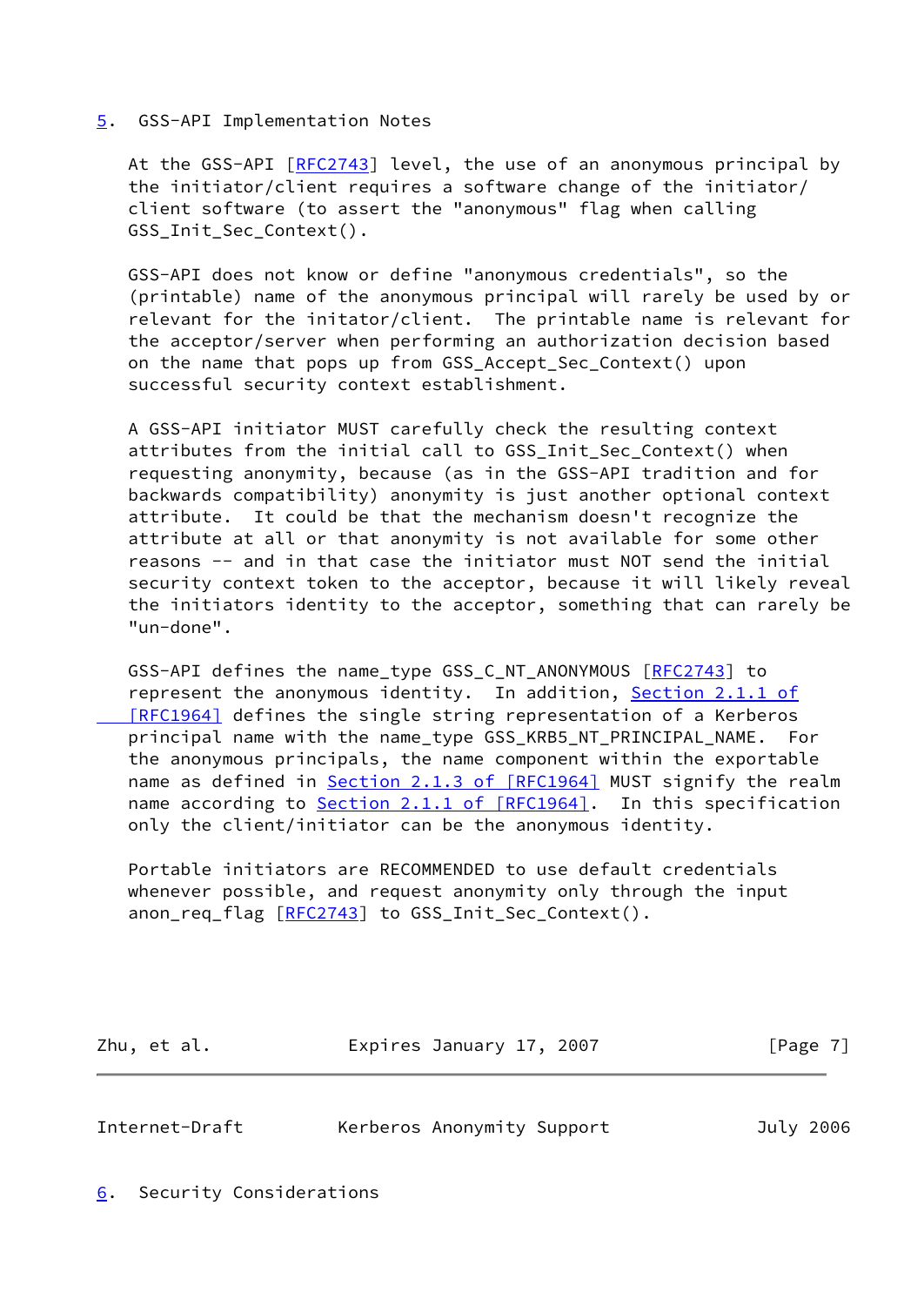## 5. GSS-API Implementation Notes

At the GSS-API [RFC2743] level, the use of an anonymous principal by the initiator/client requires a software change of the initiator/client software (to assert the "anonymous" flag when calling GSS_Init_Sec_Context().

GSS-API does not know or define "anonymous credentials", so the (printable) name of the anonymous principal will rarely be used by or relevant for the initator/client. The printable name is relevant for the acceptor/server when performing an authorization decision based on the name that pops up from GSS_Accept_Sec_Context() upon successful security context establishment.

A GSS-API initiator MUST carefully check the resulting context attributes from the initial call to GSS_Init_Sec_Context() when requesting anonymity, because (as in the GSS-API tradition and for backwards compatibility) anonymity is just another optional context attribute. It could be that the mechanism doesn't recognize the attribute at all or that anonymity is not available for some other reasons -- and in that case the initiator must NOT send the initial security context token to the acceptor, because it will likely reveal the initiators identity to the acceptor, something that can rarely be "un-done".

GSS-API defines the name_type GSS_C_NT_ANONYMOUS [RFC2743] to represent the anonymous identity. In addition, Section 2.1.1 of [RFC1964] defines the single string representation of a Kerberos principal name with the name_type GSS_KRB5_NT_PRINCIPAL_NAME. For the anonymous principals, the name component within the exportable name as defined in Section 2.1.3 of [RFC1964] MUST signify the realm name according to Section 2.1.1 of [RFC1964]. In this specification only the client/initiator can be the anonymous identity.

Portable initiators are RECOMMENDED to use default credentials whenever possible, and request anonymity only through the input anon_req_flag [RFC2743] to GSS_Init_Sec_Context().

## 6. Security Considerations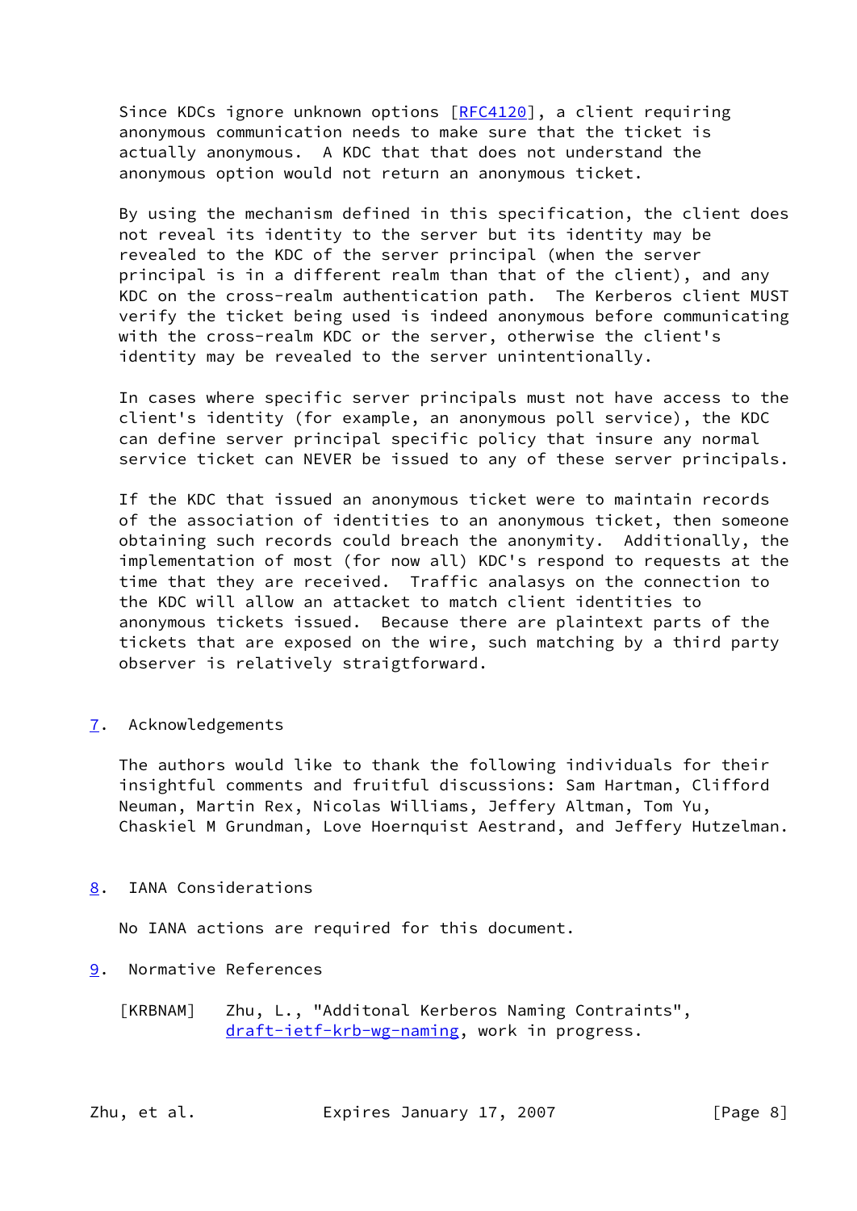Since KDCs ignore unknown options [RFC4120], a client requiring anonymous communication needs to make sure that the ticket is actually anonymous. A KDC that that does not understand the anonymous option would not return an anonymous ticket.

By using the mechanism defined in this specification, the client does not reveal its identity to the server but its identity may be revealed to the KDC of the server principal (when the server principal is in a different realm than that of the client), and any KDC on the cross-realm authentication path. The Kerberos client MUST verify the ticket being used is indeed anonymous before communicating with the cross-realm KDC or the server, otherwise the client's identity may be revealed to the server unintentionally.

In cases where specific server principals must not have access to the client's identity (for example, an anonymous poll service), the KDC can define server principal specific policy that insure any normal service ticket can NEVER be issued to any of these server principals.

If the KDC that issued an anonymous ticket were to maintain records of the association of identities to an anonymous ticket, then someone obtaining such records could breach the anonymity. Additionally, the implementation of most (for now all) KDC's respond to requests at the time that they are received. Traffic analasys on the connection to the KDC will allow an attacket to match client identities to anonymous tickets issued. Because there are plaintext parts of the tickets that are exposed on the wire, such matching by a third party observer is relatively straigtforward.

## 7. Acknowledgements

The authors would like to thank the following individuals for their insightful comments and fruitful discussions: Sam Hartman, Clifford Neuman, Martin Rex, Nicolas Williams, Jeffery Altman, Tom Yu, Chaskiel M Grundman, Love Hoernquist Aestrand, and Jeffery Hutzelman.

## 8. IANA Considerations

No IANA actions are required for this document.

## 9. Normative References

[KRBNAM] Zhu, L., "Additonal Kerberos Naming Contraints", draft-ietf-krb-wg-naming, work in progress.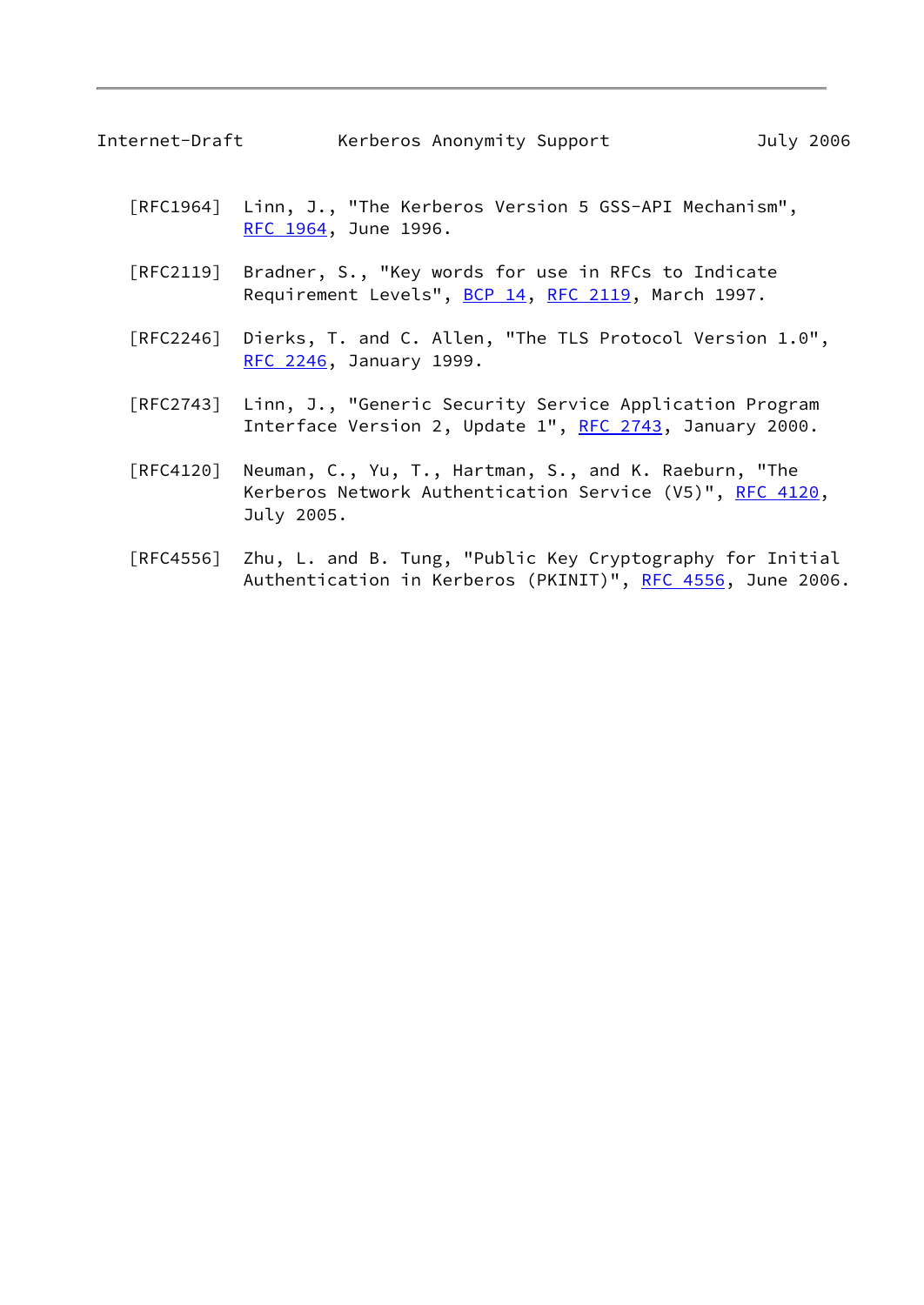[RFC1964] Linn, J., "The Kerberos Version 5 GSS-API Mechanism", RFC 1964, June 1996.

[RFC2119] Bradner, S., "Key words for use in RFCs to Indicate Requirement Levels", BCP 14, RFC 2119, March 1997.

[RFC2246] Dierks, T. and C. Allen, "The TLS Protocol Version 1.0", RFC 2246, January 1999.

[RFC2743] Linn, J., "Generic Security Service Application Program Interface Version 2, Update 1", RFC 2743, January 2000.

[RFC4120] Neuman, C., Yu, T., Hartman, S., and K. Raeburn, "The Kerberos Network Authentication Service (V5)", RFC 4120, July 2005.

[RFC4556] Zhu, L. and B. Tung, "Public Key Cryptography for Initial Authentication in Kerberos (PKINIT)", RFC 4556, June 2006.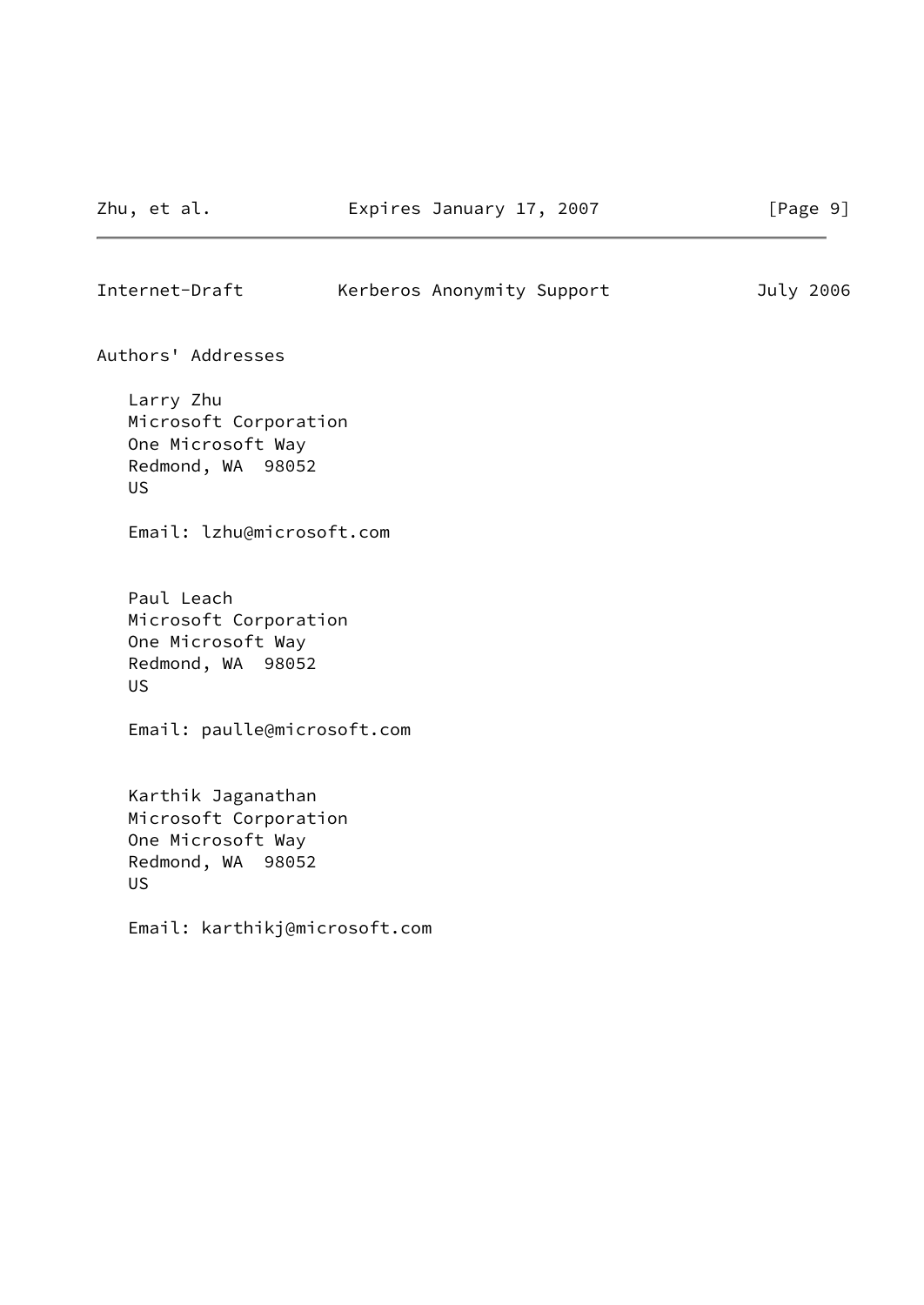## Authors' Addresses

Larry Zhu
Microsoft Corporation
One Microsoft Way
Redmond, WA  98052
US

Email: lzhu@microsoft.com

Paul Leach
Microsoft Corporation
One Microsoft Way
Redmond, WA  98052
US

Email: paulle@microsoft.com

Karthik Jaganathan
Microsoft Corporation
One Microsoft Way
Redmond, WA  98052
US

Email: karthikj@microsoft.com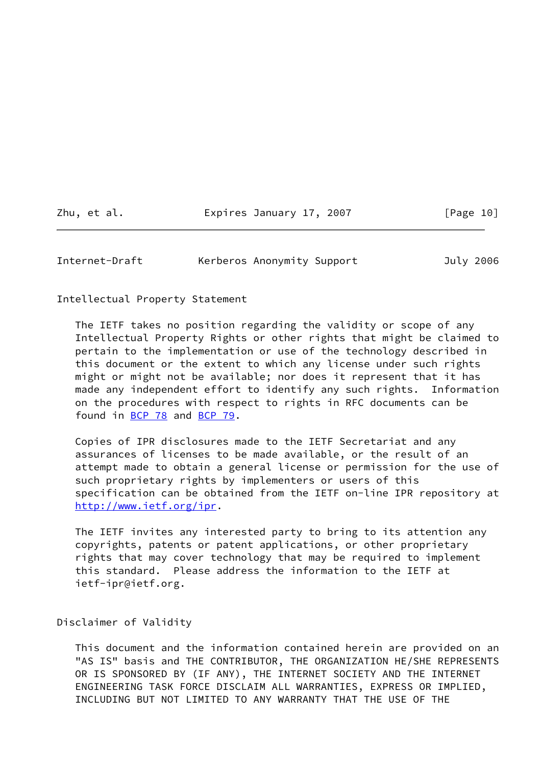## Intellectual Property Statement

The IETF takes no position regarding the validity or scope of any Intellectual Property Rights or other rights that might be claimed to pertain to the implementation or use of the technology described in this document or the extent to which any license under such rights might or might not be available; nor does it represent that it has made any independent effort to identify any such rights. Information on the procedures with respect to rights in RFC documents can be found in BCP 78 and BCP 79.

Copies of IPR disclosures made to the IETF Secretariat and any assurances of licenses to be made available, or the result of an attempt made to obtain a general license or permission for the use of such proprietary rights by implementers or users of this specification can be obtained from the IETF on-line IPR repository at http://www.ietf.org/ipr.

The IETF invites any interested party to bring to its attention any copyrights, patents or patent applications, or other proprietary rights that may cover technology that may be required to implement this standard. Please address the information to the IETF at ietf-ipr@ietf.org.

## Disclaimer of Validity

This document and the information contained herein are provided on an "AS IS" basis and THE CONTRIBUTOR, THE ORGANIZATION HE/SHE REPRESENTS OR IS SPONSORED BY (IF ANY), THE INTERNET SOCIETY AND THE INTERNET ENGINEERING TASK FORCE DISCLAIM ALL WARRANTIES, EXPRESS OR IMPLIED, INCLUDING BUT NOT LIMITED TO ANY WARRANTY THAT THE USE OF THE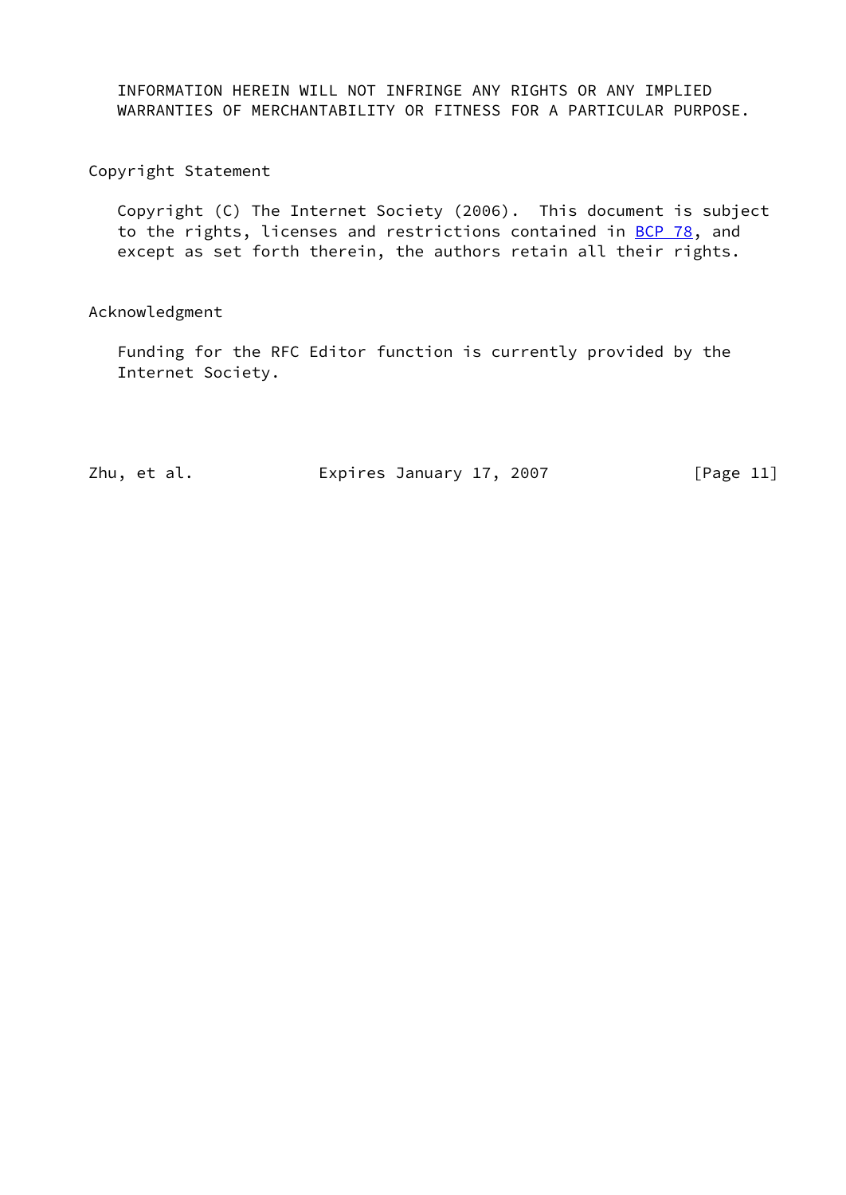INFORMATION HEREIN WILL NOT INFRINGE ANY RIGHTS OR ANY IMPLIED WARRANTIES OF MERCHANTABILITY OR FITNESS FOR A PARTICULAR PURPOSE.

## Copyright Statement

Copyright (C) The Internet Society (2006). This document is subject to the rights, licenses and restrictions contained in BCP 78, and except as set forth therein, the authors retain all their rights.

## Acknowledgment

Funding for the RFC Editor function is currently provided by the Internet Society.